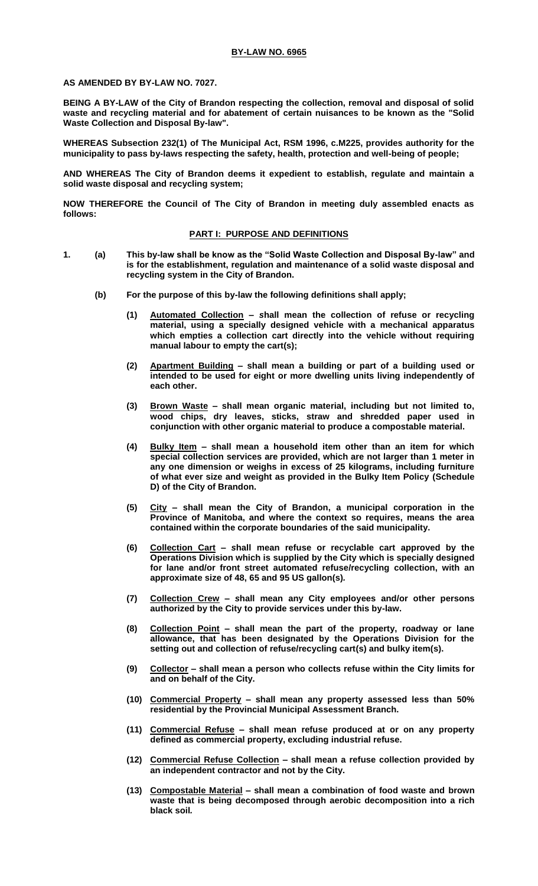**BY-LAW NO. 6965**

**AS AMENDED BY BY-LAW NO. 7027.**

**BEING A BY-LAW of the City of Brandon respecting the collection, removal and disposal of solid waste and recycling material and for abatement of certain nuisances to be known as the "Solid Waste Collection and Disposal By-law".**

**WHEREAS Subsection 232(1) of The Municipal Act, RSM 1996, c.M225, provides authority for the municipality to pass by-laws respecting the safety, health, protection and well-being of people;**

**AND WHEREAS The City of Brandon deems it expedient to establish, regulate and maintain a solid waste disposal and recycling system;**

**NOW THEREFORE the Council of The City of Brandon in meeting duly assembled enacts as follows:**

## PART I: PURPOSE AND DEFINITIONS

**1. (a) This by-law shall be know as the "Solid Waste Collection and Disposal By-law" and is for the establishment, regulation and maintenance of a solid waste disposal and recycling system in the City of Brandon.**

**(b) For the purpose of this by-law the following definitions shall apply;**

**(1) Automated Collection – shall mean the collection of refuse or recycling material, using a specially designed vehicle with a mechanical apparatus which empties a collection cart directly into the vehicle without requiring manual labour to empty the cart(s);**

**(2) Apartment Building – shall mean a building or part of a building used or intended to be used for eight or more dwelling units living independently of each other.**

**(3) Brown Waste – shall mean organic material, including but not limited to, wood chips, dry leaves, sticks, straw and shredded paper used in conjunction with other organic material to produce a compostable material.**

**(4) Bulky Item – shall mean a household item other than an item for which special collection services are provided, which are not larger than 1 meter in any one dimension or weighs in excess of 25 kilograms, including furniture of what ever size and weight as provided in the Bulky Item Policy (Schedule D) of the City of Brandon.**

**(5) City – shall mean the City of Brandon, a municipal corporation in the Province of Manitoba, and where the context so requires, means the area contained within the corporate boundaries of the said municipality.**

**(6) Collection Cart – shall mean refuse or recyclable cart approved by the Operations Division which is supplied by the City which is specially designed for lane and/or front street automated refuse/recycling collection, with an approximate size of 48, 65 and 95 US gallon(s).**

**(7) Collection Crew – shall mean any City employees and/or other persons authorized by the City to provide services under this by-law.**

**(8) Collection Point – shall mean the part of the property, roadway or lane allowance, that has been designated by the Operations Division for the setting out and collection of refuse/recycling cart(s) and bulky item(s).**

**(9) Collector – shall mean a person who collects refuse within the City limits for and on behalf of the City.**

**(10) Commercial Property – shall mean any property assessed less than 50% residential by the Provincial Municipal Assessment Branch.**

**(11) Commercial Refuse – shall mean refuse produced at or on any property defined as commercial property, excluding industrial refuse.**

**(12) Commercial Refuse Collection – shall mean a refuse collection provided by an independent contractor and not by the City.**

**(13) Compostable Material – shall mean a combination of food waste and brown waste that is being decomposed through aerobic decomposition into a rich black soil.**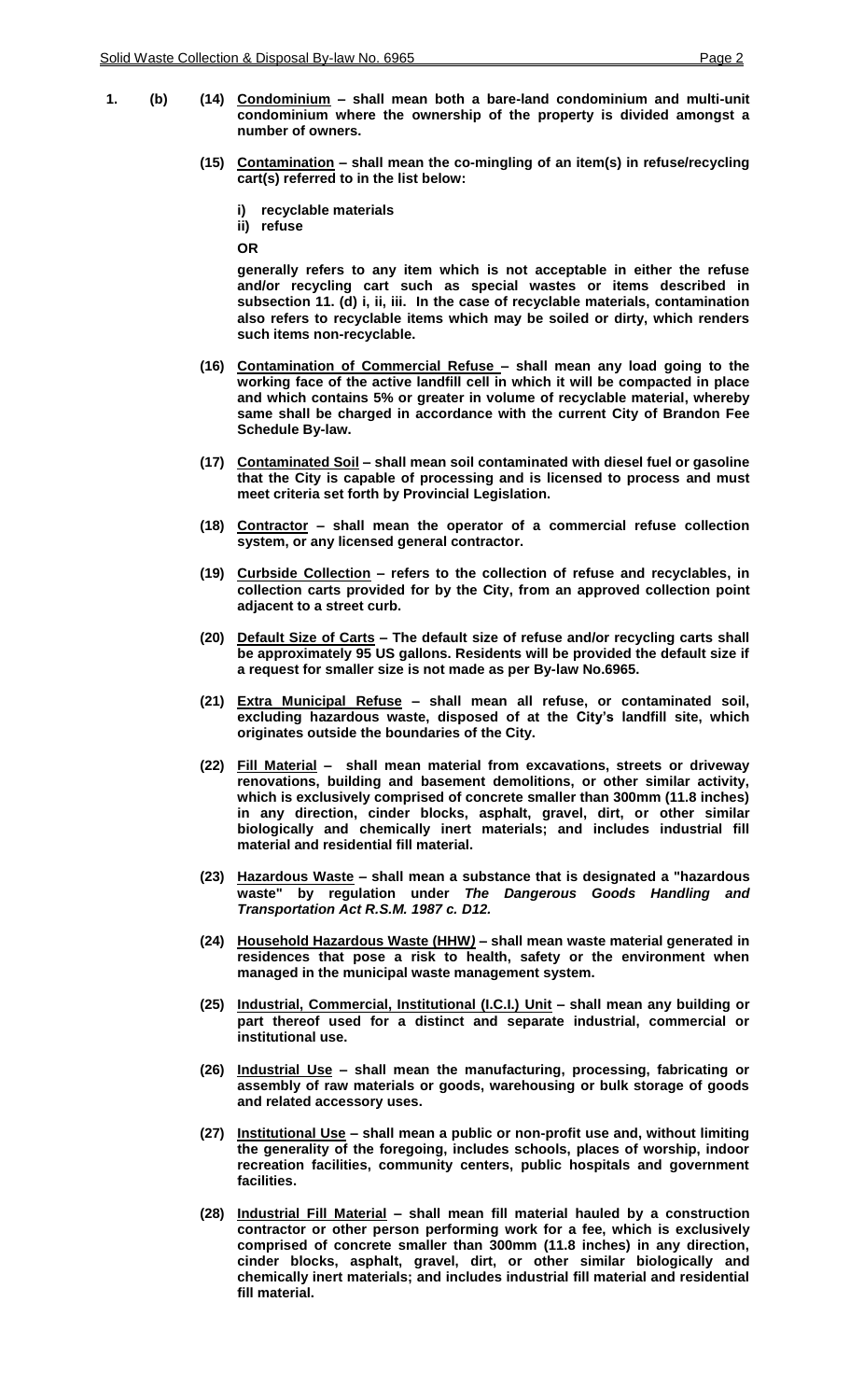**1. (b) (14) Condominium – shall mean both a bare-land condominium and multi-unit condominium where the ownership of the property is divided amongst a number of owners.**

**(15) Contamination – shall mean the co-mingling of an item(s) in refuse/recycling cart(s) referred to in the list below:**

**i) recyclable materials**
**ii) refuse**

**OR**

**generally refers to any item which is not acceptable in either the refuse and/or recycling cart such as special wastes or items described in subsection 11. (d) i, ii, iii. In the case of recyclable materials, contamination also refers to recyclable items which may be soiled or dirty, which renders such items non-recyclable.**

**(16) Contamination of Commercial Refuse – shall mean any load going to the working face of the active landfill cell in which it will be compacted in place and which contains 5% or greater in volume of recyclable material, whereby same shall be charged in accordance with the current City of Brandon Fee Schedule By-law.**

**(17) Contaminated Soil – shall mean soil contaminated with diesel fuel or gasoline that the City is capable of processing and is licensed to process and must meet criteria set forth by Provincial Legislation.**

**(18) Contractor – shall mean the operator of a commercial refuse collection system, or any licensed general contractor.**

**(19) Curbside Collection – refers to the collection of refuse and recyclables, in collection carts provided for by the City, from an approved collection point adjacent to a street curb.**

**(20) Default Size of Carts – The default size of refuse and/or recycling carts shall be approximately 95 US gallons. Residents will be provided the default size if a request for smaller size is not made as per By-law No.6965.**

**(21) Extra Municipal Refuse – shall mean all refuse, or contaminated soil, excluding hazardous waste, disposed of at the City's landfill site, which originates outside the boundaries of the City.**

**(22) Fill Material – shall mean material from excavations, streets or driveway renovations, building and basement demolitions, or other similar activity, which is exclusively comprised of concrete smaller than 300mm (11.8 inches) in any direction, cinder blocks, asphalt, gravel, dirt, or other similar biologically and chemically inert materials; and includes industrial fill material and residential fill material.**

**(23) Hazardous Waste – shall mean a substance that is designated a "hazardous waste" by regulation under *The Dangerous Goods Handling and Transportation Act R.S.M. 1987 c. D12.***

**(24) Household Hazardous Waste (HHW) – shall mean waste material generated in residences that pose a risk to health, safety or the environment when managed in the municipal waste management system.**

**(25) Industrial, Commercial, Institutional (I.C.I.) Unit – shall mean any building or part thereof used for a distinct and separate industrial, commercial or institutional use.**

**(26) Industrial Use – shall mean the manufacturing, processing, fabricating or assembly of raw materials or goods, warehousing or bulk storage of goods and related accessory uses.**

**(27) Institutional Use – shall mean a public or non-profit use and, without limiting the generality of the foregoing, includes schools, places of worship, indoor recreation facilities, community centers, public hospitals and government facilities.**

**(28) Industrial Fill Material – shall mean fill material hauled by a construction contractor or other person performing work for a fee, which is exclusively comprised of concrete smaller than 300mm (11.8 inches) in any direction, cinder blocks, asphalt, gravel, dirt, or other similar biologically and chemically inert materials; and includes industrial fill material and residential fill material.**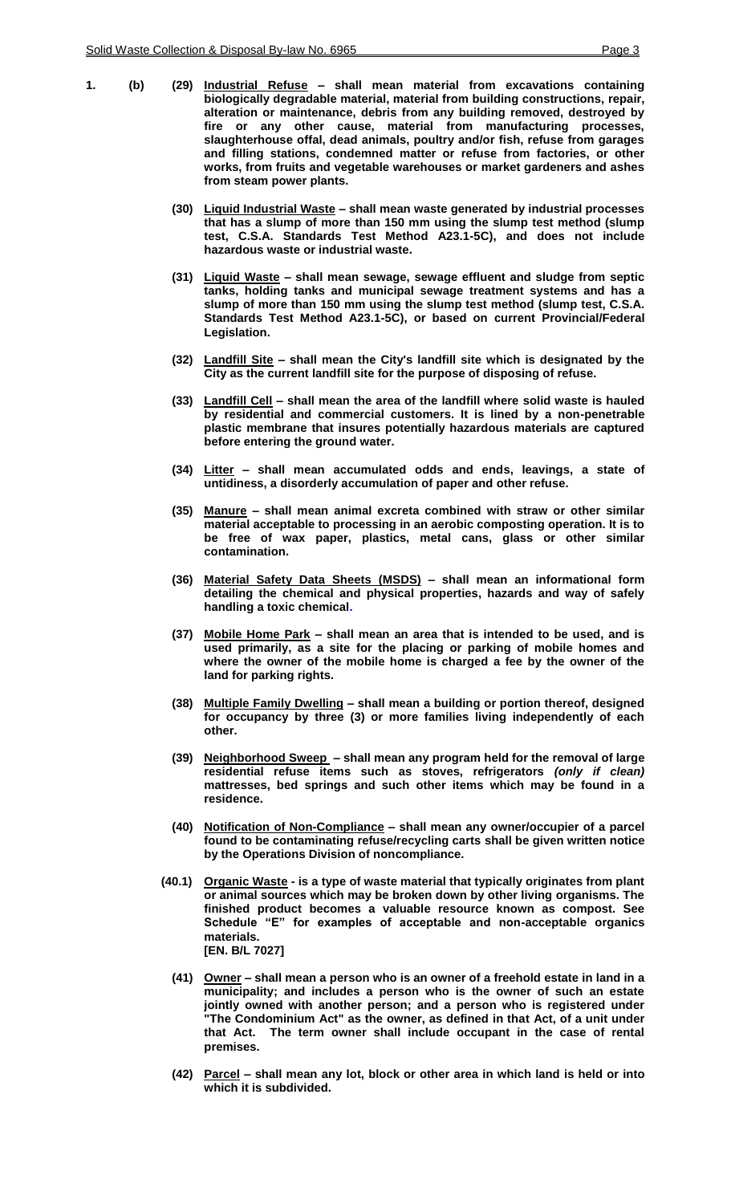**1. (b) (29) <u>Industrial Refuse</u> – shall mean material from excavations containing biologically degradable material, material from building constructions, repair, alteration or maintenance, debris from any building removed, destroyed by fire or any other cause, material from manufacturing processes, slaughterhouse offal, dead animals, poultry and/or fish, refuse from garages and filling stations, condemned matter or refuse from factories, or other works, from fruits and vegetable warehouses or market gardeners and ashes from steam power plants.**

**(30) <u>Liquid Industrial Waste</u> – shall mean waste generated by industrial processes that has a slump of more than 150 mm using the slump test method (slump test, C.S.A. Standards Test Method A23.1-5C), and does not include hazardous waste or industrial waste.**

**(31) <u>Liquid Waste</u> – shall mean sewage, sewage effluent and sludge from septic tanks, holding tanks and municipal sewage treatment systems and has a slump of more than 150 mm using the slump test method (slump test, C.S.A. Standards Test Method A23.1-5C), or based on current Provincial/Federal Legislation.**

**(32) <u>Landfill Site</u> – shall mean the City's landfill site which is designated by the City as the current landfill site for the purpose of disposing of refuse.**

**(33) <u>Landfill Cell</u> – shall mean the area of the landfill where solid waste is hauled by residential and commercial customers. It is lined by a non-penetrable plastic membrane that insures potentially hazardous materials are captured before entering the ground water.**

**(34) <u>Litter</u> – shall mean accumulated odds and ends, leavings, a state of untidiness, a disorderly accumulation of paper and other refuse.**

**(35) <u>Manure</u> – shall mean animal excreta combined with straw or other similar material acceptable to processing in an aerobic composting operation. It is to be free of wax paper, plastics, metal cans, glass or other similar contamination.**

**(36) <u>Material Safety Data Sheets (MSDS)</u> – shall mean an informational form detailing the chemical and physical properties, hazards and way of safely handling a toxic chemical.**

**(37) <u>Mobile Home Park</u> – shall mean an area that is intended to be used, and is used primarily, as a site for the placing or parking of mobile homes and where the owner of the mobile home is charged a fee by the owner of the land for parking rights.**

**(38) <u>Multiple Family Dwelling</u> – shall mean a building or portion thereof, designed for occupancy by three (3) or more families living independently of each other.**

**(39) <u>Neighborhood Sweep</u> – shall mean any program held for the removal of large residential refuse items such as stoves, refrigerators *(only if clean)* mattresses, bed springs and such other items which may be found in a residence.**

**(40) <u>Notification of Non-Compliance</u> – shall mean any owner/occupier of a parcel found to be contaminating refuse/recycling carts shall be given written notice by the Operations Division of noncompliance.**

**(40.1) <u>Organic Waste</u> - is a type of waste material that typically originates from plant or animal sources which may be broken down by other living organisms. The finished product becomes a valuable resource known as compost. See Schedule "E" for examples of acceptable and non-acceptable organics materials.**
**[EN. B/L 7027]**

**(41) <u>Owner</u> – shall mean a person who is an owner of a freehold estate in land in a municipality; and includes a person who is the owner of such an estate jointly owned with another person; and a person who is registered under "The Condominium Act" as the owner, as defined in that Act, of a unit under that Act. The term owner shall include occupant in the case of rental premises.**

**(42) <u>Parcel</u> – shall mean any lot, block or other area in which land is held or into which it is subdivided.**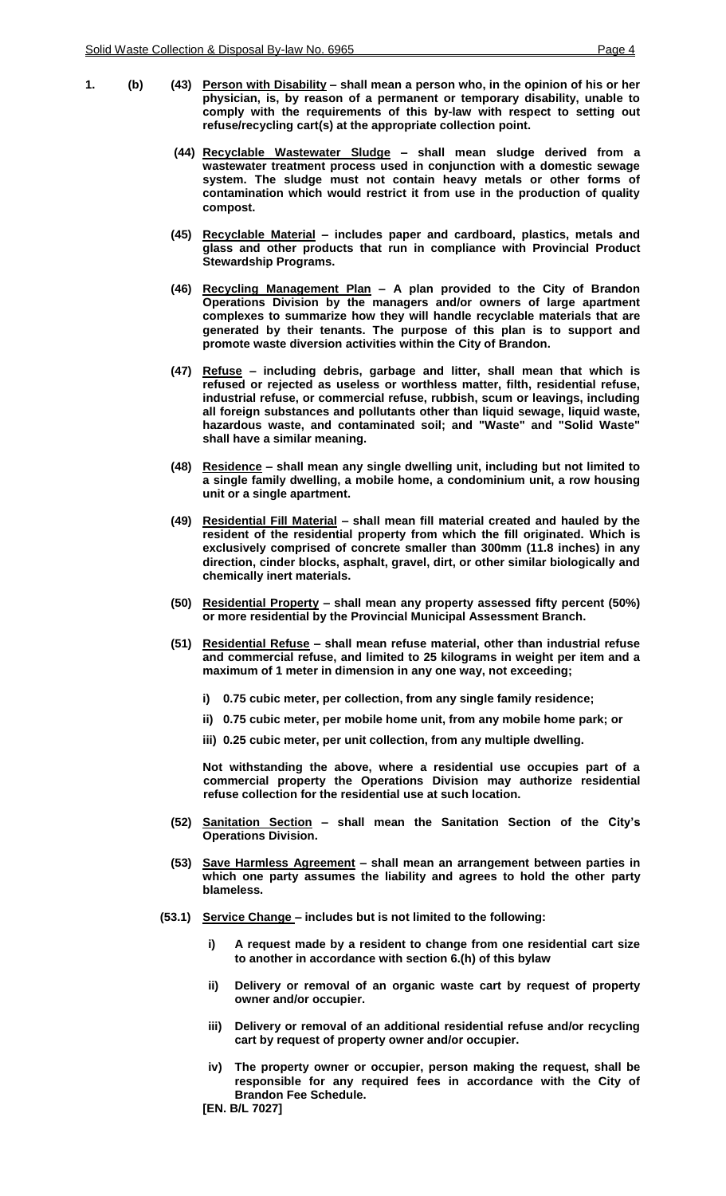**1. (b) (43) <u>Person with Disability</u> – shall mean a person who, in the opinion of his or her physician, is, by reason of a permanent or temporary disability, unable to comply with the requirements of this by-law with respect to setting out refuse/recycling cart(s) at the appropriate collection point.**

**(44) <u>Recyclable Wastewater Sludge</u> – shall mean sludge derived from a wastewater treatment process used in conjunction with a domestic sewage system. The sludge must not contain heavy metals or other forms of contamination which would restrict it from use in the production of quality compost.**

**(45) <u>Recyclable Material</u> – includes paper and cardboard, plastics, metals and glass and other products that run in compliance with Provincial Product Stewardship Programs.**

**(46) <u>Recycling Management Plan</u> – A plan provided to the City of Brandon Operations Division by the managers and/or owners of large apartment complexes to summarize how they will handle recyclable materials that are generated by their tenants. The purpose of this plan is to support and promote waste diversion activities within the City of Brandon.**

**(47) <u>Refuse</u> – including debris, garbage and litter, shall mean that which is refused or rejected as useless or worthless matter, filth, residential refuse, industrial refuse, or commercial refuse, rubbish, scum or leavings, including all foreign substances and pollutants other than liquid sewage, liquid waste, hazardous waste, and contaminated soil; and "Waste" and "Solid Waste" shall have a similar meaning.**

**(48) <u>Residence</u> – shall mean any single dwelling unit, including but not limited to a single family dwelling, a mobile home, a condominium unit, a row housing unit or a single apartment.**

**(49) <u>Residential Fill Material</u> – shall mean fill material created and hauled by the resident of the residential property from which the fill originated. Which is exclusively comprised of concrete smaller than 300mm (11.8 inches) in any direction, cinder blocks, asphalt, gravel, dirt, or other similar biologically and chemically inert materials.**

**(50) <u>Residential Property</u> – shall mean any property assessed fifty percent (50%) or more residential by the Provincial Municipal Assessment Branch.**

**(51) <u>Residential Refuse</u> – shall mean refuse material, other than industrial refuse and commercial refuse, and limited to 25 kilograms in weight per item and a maximum of 1 meter in dimension in any one way, not exceeding;**

**i) 0.75 cubic meter, per collection, from any single family residence;**

**ii) 0.75 cubic meter, per mobile home unit, from any mobile home park; or**

**iii) 0.25 cubic meter, per unit collection, from any multiple dwelling.**

**Not withstanding the above, where a residential use occupies part of a commercial property the Operations Division may authorize residential refuse collection for the residential use at such location.**

**(52) <u>Sanitation Section</u> – shall mean the Sanitation Section of the City's Operations Division.**

**(53) <u>Save Harmless Agreement</u> – shall mean an arrangement between parties in which one party assumes the liability and agrees to hold the other party blameless.**

**(53.1) <u>Service Change</u> – includes but is not limited to the following:**

**i) A request made by a resident to change from one residential cart size to another in accordance with section 6.(h) of this bylaw**

**ii) Delivery or removal of an organic waste cart by request of property owner and/or occupier.**

**iii) Delivery or removal of an additional residential refuse and/or recycling cart by request of property owner and/or occupier.**

**iv) The property owner or occupier, person making the request, shall be responsible for any required fees in accordance with the City of Brandon Fee Schedule.**

**[EN. B/L 7027]**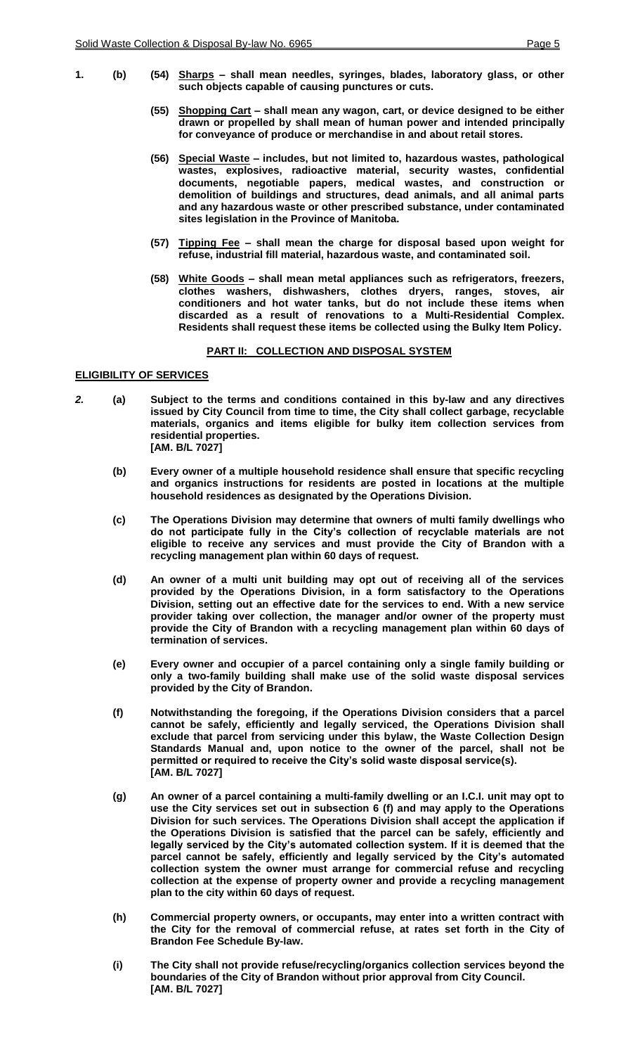**1. (b) (54) Sharps – shall mean needles, syringes, blades, laboratory glass, or other such objects capable of causing punctures or cuts.**

**(55) Shopping Cart – shall mean any wagon, cart, or device designed to be either drawn or propelled by shall mean of human power and intended principally for conveyance of produce or merchandise in and about retail stores.**

**(56) Special Waste – includes, but not limited to, hazardous wastes, pathological wastes, explosives, radioactive material, security wastes, confidential documents, negotiable papers, medical wastes, and construction or demolition of buildings and structures, dead animals, and all animal parts and any hazardous waste or other prescribed substance, under contaminated sites legislation in the Province of Manitoba.**

**(57) Tipping Fee – shall mean the charge for disposal based upon weight for refuse, industrial fill material, hazardous waste, and contaminated soil.**

**(58) White Goods – shall mean metal appliances such as refrigerators, freezers, clothes washers, dishwashers, clothes dryers, ranges, stoves, air conditioners and hot water tanks, but do not include these items when discarded as a result of renovations to a Multi-Residential Complex. Residents shall request these items be collected using the Bulky Item Policy.**

## PART II: COLLECTION AND DISPOSAL SYSTEM

### ELIGIBILITY OF SERVICES

**2. (a) Subject to the terms and conditions contained in this by-law and any directives issued by City Council from time to time, the City shall collect garbage, recyclable materials, organics and items eligible for bulky item collection services from residential properties.
[AM. B/L 7027]**

**(b) Every owner of a multiple household residence shall ensure that specific recycling and organics instructions for residents are posted in locations at the multiple household residences as designated by the Operations Division.**

**(c) The Operations Division may determine that owners of multi family dwellings who do not participate fully in the City's collection of recyclable materials are not eligible to receive any services and must provide the City of Brandon with a recycling management plan within 60 days of request.**

**(d) An owner of a multi unit building may opt out of receiving all of the services provided by the Operations Division, in a form satisfactory to the Operations Division, setting out an effective date for the services to end. With a new service provider taking over collection, the manager and/or owner of the property must provide the City of Brandon with a recycling management plan within 60 days of termination of services.**

**(e) Every owner and occupier of a parcel containing only a single family building or only a two-family building shall make use of the solid waste disposal services provided by the City of Brandon.**

**(f) Notwithstanding the foregoing, if the Operations Division considers that a parcel cannot be safely, efficiently and legally serviced, the Operations Division shall exclude that parcel from servicing under this bylaw, the Waste Collection Design Standards Manual and, upon notice to the owner of the parcel, shall not be permitted or required to receive the City's solid waste disposal service(s).
[AM. B/L 7027]**

**(g) An owner of a parcel containing a multi-family dwelling or an I.C.I. unit may opt to use the City services set out in subsection 6 (f) and may apply to the Operations Division for such services. The Operations Division shall accept the application if the Operations Division is satisfied that the parcel can be safely, efficiently and legally serviced by the City's automated collection system. If it is deemed that the parcel cannot be safely, efficiently and legally serviced by the City's automated collection system the owner must arrange for commercial refuse and recycling collection at the expense of property owner and provide a recycling management plan to the city within 60 days of request.**

**(h) Commercial property owners, or occupants, may enter into a written contract with the City for the removal of commercial refuse, at rates set forth in the City of Brandon Fee Schedule By-law.**

**(i) The City shall not provide refuse/recycling/organics collection services beyond the boundaries of the City of Brandon without prior approval from City Council.
[AM. B/L 7027]**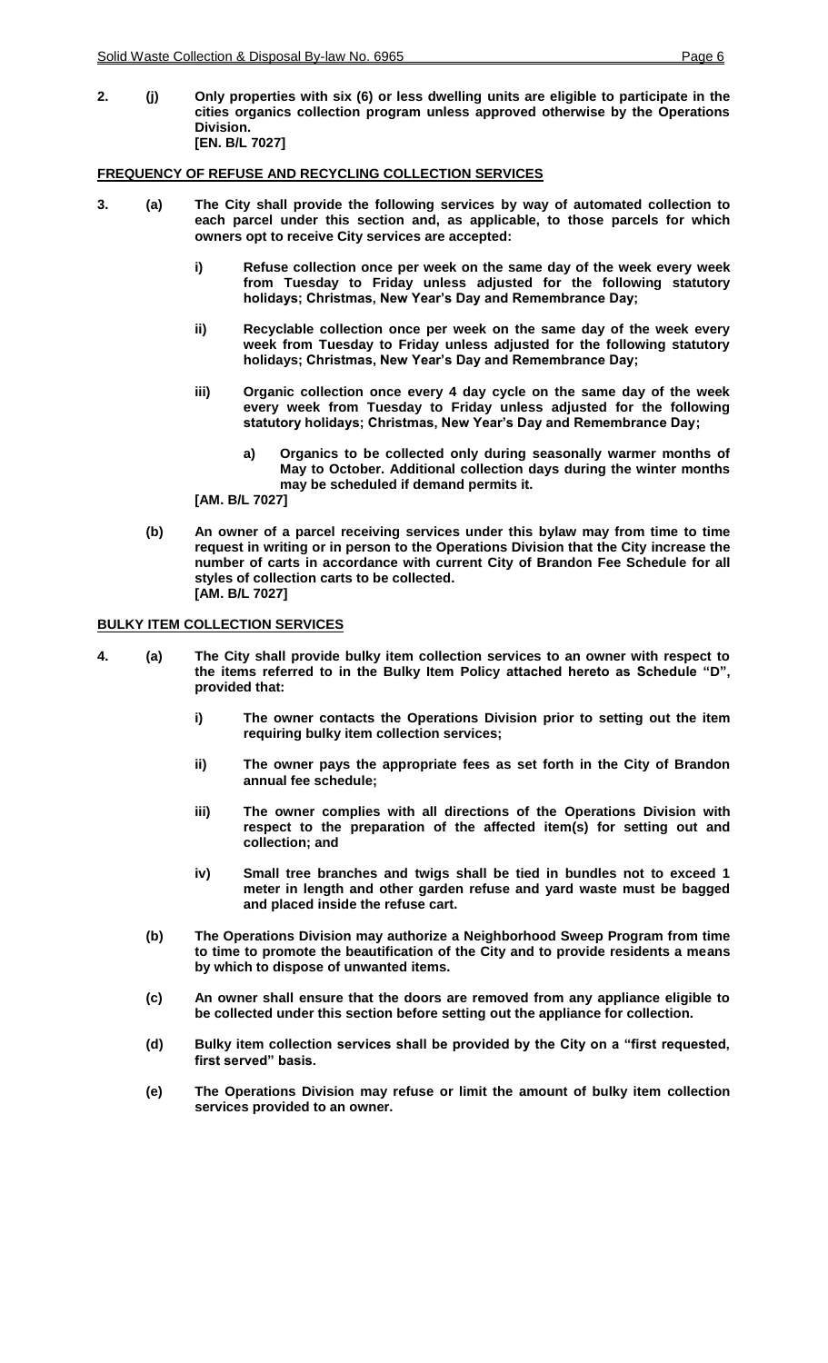**2. (j) Only properties with six (6) or less dwelling units are eligible to participate in the cities organics collection program unless approved otherwise by the Operations Division.**
**[EN. B/L 7027]**

## FREQUENCY OF REFUSE AND RECYCLING COLLECTION SERVICES

**3. (a) The City shall provide the following services by way of automated collection to each parcel under this section and, as applicable, to those parcels for which owners opt to receive City services are accepted:**

- **i) Refuse collection once per week on the same day of the week every week from Tuesday to Friday unless adjusted for the following statutory holidays; Christmas, New Year's Day and Remembrance Day;**

- **ii) Recyclable collection once per week on the same day of the week every week from Tuesday to Friday unless adjusted for the following statutory holidays; Christmas, New Year's Day and Remembrance Day;**

- **iii) Organic collection once every 4 day cycle on the same day of the week every week from Tuesday to Friday unless adjusted for the following statutory holidays; Christmas, New Year's Day and Remembrance Day;**

  - **a) Organics to be collected only during seasonally warmer months of May to October. Additional collection days during the winter months may be scheduled if demand permits it.**

**[AM. B/L 7027]**

**(b) An owner of a parcel receiving services under this bylaw may from time to time request in writing or in person to the Operations Division that the City increase the number of carts in accordance with current City of Brandon Fee Schedule for all styles of collection carts to be collected.**
**[AM. B/L 7027]**

## BULKY ITEM COLLECTION SERVICES

**4. (a) The City shall provide bulky item collection services to an owner with respect to the items referred to in the Bulky Item Policy attached hereto as Schedule "D", provided that:**

- **i) The owner contacts the Operations Division prior to setting out the item requiring bulky item collection services;**

- **ii) The owner pays the appropriate fees as set forth in the City of Brandon annual fee schedule;**

- **iii) The owner complies with all directions of the Operations Division with respect to the preparation of the affected item(s) for setting out and collection; and**

- **iv) Small tree branches and twigs shall be tied in bundles not to exceed 1 meter in length and other garden refuse and yard waste must be bagged and placed inside the refuse cart.**

**(b) The Operations Division may authorize a Neighborhood Sweep Program from time to time to promote the beautification of the City and to provide residents a means by which to dispose of unwanted items.**

**(c) An owner shall ensure that the doors are removed from any appliance eligible to be collected under this section before setting out the appliance for collection.**

**(d) Bulky item collection services shall be provided by the City on a "first requested, first served" basis.**

**(e) The Operations Division may refuse or limit the amount of bulky item collection services provided to an owner.**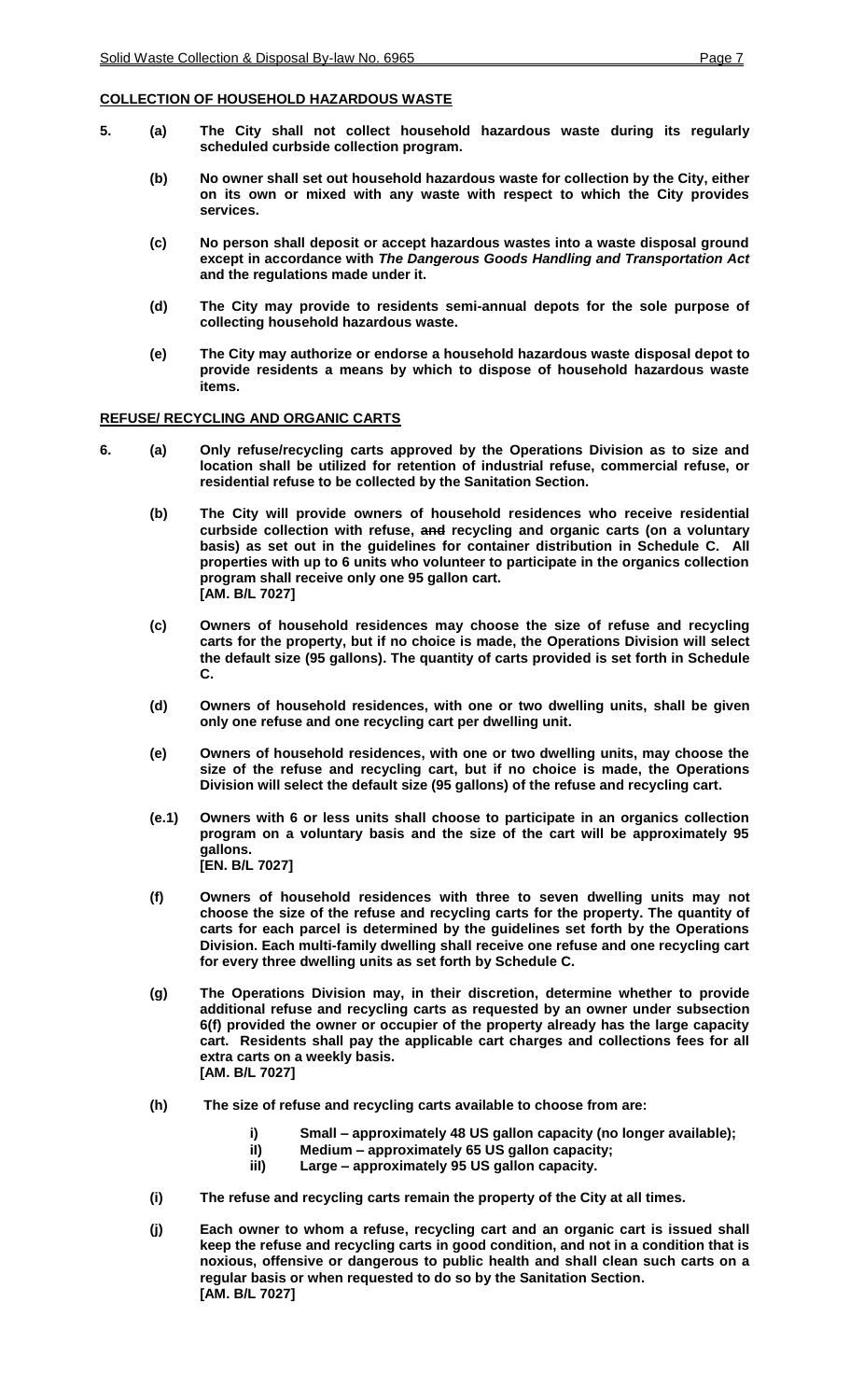**COLLECTION OF HOUSEHOLD HAZARDOUS WASTE**

**5. (a) The City shall not collect household hazardous waste during its regularly scheduled curbside collection program.**

**(b) No owner shall set out household hazardous waste for collection by the City, either on its own or mixed with any waste with respect to which the City provides services.**

**(c) No person shall deposit or accept hazardous wastes into a waste disposal ground except in accordance with *The Dangerous Goods Handling and Transportation Act* and the regulations made under it.**

**(d) The City may provide to residents semi-annual depots for the sole purpose of collecting household hazardous waste.**

**(e) The City may authorize or endorse a household hazardous waste disposal depot to provide residents a means by which to dispose of household hazardous waste items.**

**REFUSE/ RECYCLING AND ORGANIC CARTS**

**6. (a) Only refuse/recycling carts approved by the Operations Division as to size and location shall be utilized for retention of industrial refuse, commercial refuse, or residential refuse to be collected by the Sanitation Section.**

**(b) The City will provide owners of household residences who receive residential curbside collection with refuse, ~~and~~ recycling and organic carts (on a voluntary basis) as set out in the guidelines for container distribution in Schedule C. All properties with up to 6 units who volunteer to participate in the organics collection program shall receive only one 95 gallon cart.**
**[AM. B/L 7027]**

**(c) Owners of household residences may choose the size of refuse and recycling carts for the property, but if no choice is made, the Operations Division will select the default size (95 gallons). The quantity of carts provided is set forth in Schedule C.**

**(d) Owners of household residences, with one or two dwelling units, shall be given only one refuse and one recycling cart per dwelling unit.**

**(e) Owners of household residences, with one or two dwelling units, may choose the size of the refuse and recycling cart, but if no choice is made, the Operations Division will select the default size (95 gallons) of the refuse and recycling cart.**

**(e.1) Owners with 6 or less units shall choose to participate in an organics collection program on a voluntary basis and the size of the cart will be approximately 95 gallons.**
**[EN. B/L 7027]**

**(f) Owners of household residences with three to seven dwelling units may not choose the size of the refuse and recycling carts for the property. The quantity of carts for each parcel is determined by the guidelines set forth by the Operations Division. Each multi-family dwelling shall receive one refuse and one recycling cart for every three dwelling units as set forth by Schedule C.**

**(g) The Operations Division may, in their discretion, determine whether to provide additional refuse and recycling carts as requested by an owner under subsection 6(f) provided the owner or occupier of the property already has the large capacity cart. Residents shall pay the applicable cart charges and collections fees for all extra carts on a weekly basis.**
**[AM. B/L 7027]**

**(h) The size of refuse and recycling carts available to choose from are:**

- **i) Small – approximately 48 US gallon capacity (no longer available);**
- **ii) Medium – approximately 65 US gallon capacity;**
- **iii) Large – approximately 95 US gallon capacity.**

**(i) The refuse and recycling carts remain the property of the City at all times.**

**(j) Each owner to whom a refuse, recycling cart and an organic cart is issued shall keep the refuse and recycling carts in good condition, and not in a condition that is noxious, offensive or dangerous to public health and shall clean such carts on a regular basis or when requested to do so by the Sanitation Section.**
**[AM. B/L 7027]**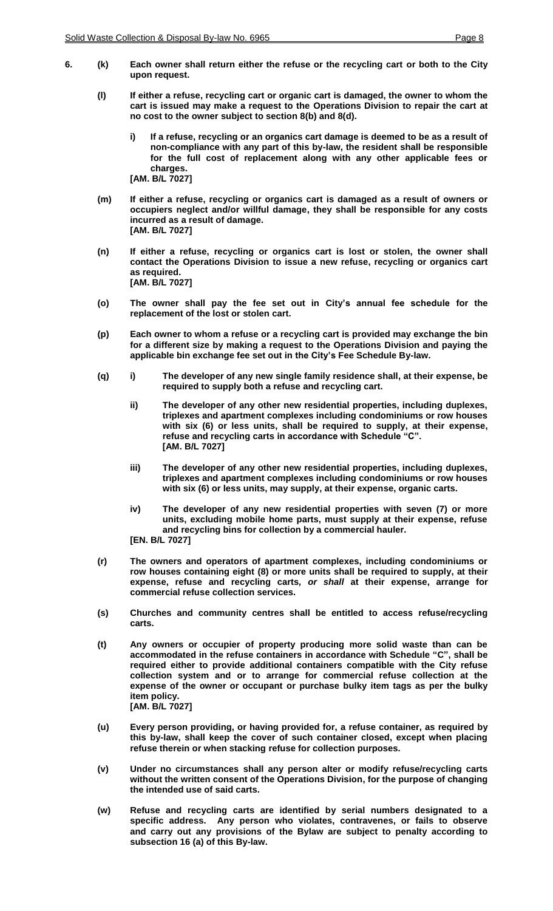**6. (k)** **Each owner shall return either the refuse or the recycling cart or both to the City upon request.**

**(l)** **If either a refuse, recycling cart or organic cart is damaged, the owner to whom the cart is issued may make a request to the Operations Division to repair the cart at no cost to the owner subject to section 8(b) and 8(d).**

**i)** **If a refuse, recycling or an organics cart damage is deemed to be as a result of non-compliance with any part of this by-law, the resident shall be responsible for the full cost of replacement along with any other applicable fees or charges.**
**[AM. B/L 7027]**

**(m)** **If either a refuse, recycling or organics cart is damaged as a result of owners or occupiers neglect and/or willful damage, they shall be responsible for any costs incurred as a result of damage.**
**[AM. B/L 7027]**

**(n)** **If either a refuse, recycling or organics cart is lost or stolen, the owner shall contact the Operations Division to issue a new refuse, recycling or organics cart as required.**
**[AM. B/L 7027]**

**(o)** **The owner shall pay the fee set out in City's annual fee schedule for the replacement of the lost or stolen cart.**

**(p)** **Each owner to whom a refuse or a recycling cart is provided may exchange the bin for a different size by making a request to the Operations Division and paying the applicable bin exchange fee set out in the City's Fee Schedule By-law.**

**(q) i)** **The developer of any new single family residence shall, at their expense, be required to supply both a refuse and recycling cart.**

**ii)** **The developer of any other new residential properties, including duplexes, triplexes and apartment complexes including condominiums or row houses with six (6) or less units, shall be required to supply, at their expense, refuse and recycling carts in accordance with Schedule "C".**
**[AM. B/L 7027]**

**iii)** **The developer of any other new residential properties, including duplexes, triplexes and apartment complexes including condominiums or row houses with six (6) or less units, may supply, at their expense, organic carts.**

**iv)** **The developer of any new residential properties with seven (7) or more units, excluding mobile home parts, must supply at their expense, refuse and recycling bins for collection by a commercial hauler.**
**[EN. B/L 7027]**

**(r)** **The owners and operators of apartment complexes, including condominiums or row houses containing eight (8) or more units shall be required to supply, at their expense, refuse and recycling carts,** ***or shall*** **at their expense, arrange for commercial refuse collection services.**

**(s)** **Churches and community centres shall be entitled to access refuse/recycling carts.**

**(t)** **Any owners or occupier of property producing more solid waste than can be accommodated in the refuse containers in accordance with Schedule "C", shall be required either to provide additional containers compatible with the City refuse collection system and or to arrange for commercial refuse collection at the expense of the owner or occupant or purchase bulky item tags as per the bulky item policy.**
**[AM. B/L 7027]**

**(u)** **Every person providing, or having provided for, a refuse container, as required by this by-law, shall keep the cover of such container closed, except when placing refuse therein or when stacking refuse for collection purposes.**

**(v)** **Under no circumstances shall any person alter or modify refuse/recycling carts without the written consent of the Operations Division, for the purpose of changing the intended use of said carts.**

**(w)** **Refuse and recycling carts are identified by serial numbers designated to a specific address. Any person who violates, contravenes, or fails to observe and carry out any provisions of the Bylaw are subject to penalty according to subsection 16 (a) of this By-law.**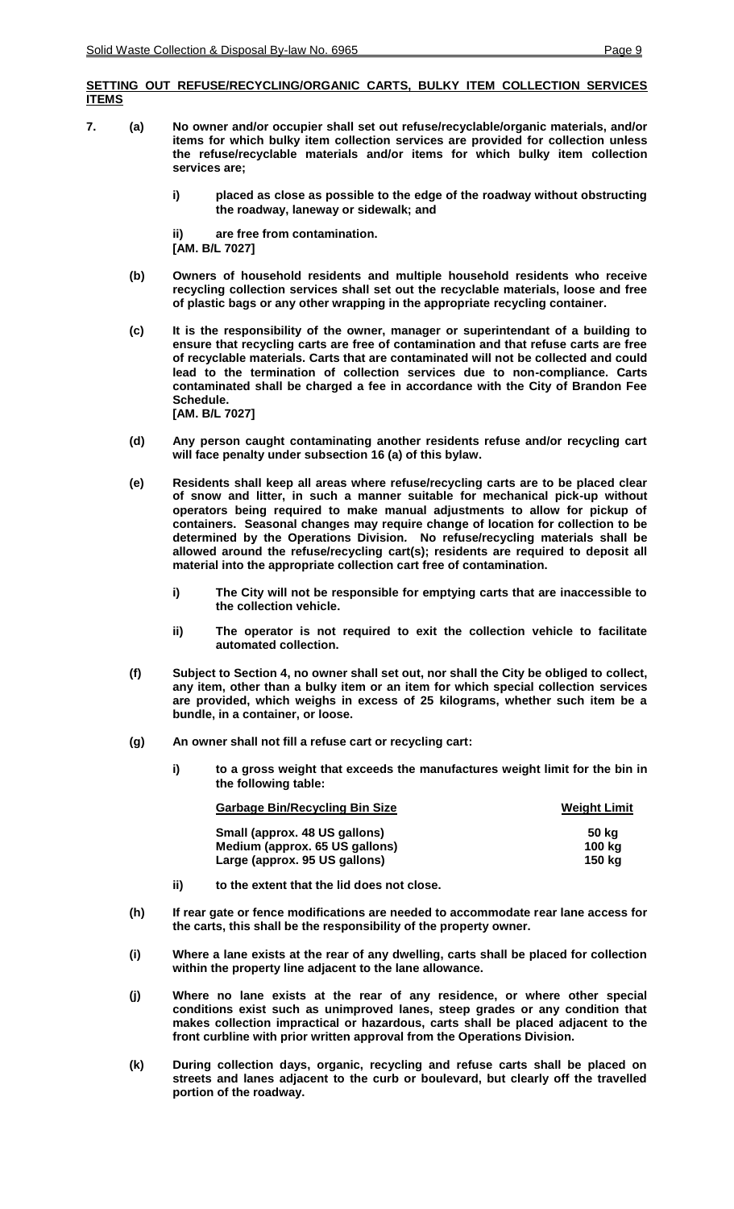**SETTING OUT REFUSE/RECYCLING/ORGANIC CARTS, BULKY ITEM COLLECTION SERVICES ITEMS**

**7. (a)** **No owner and/or occupier shall set out refuse/recyclable/organic materials, and/or items for which bulky item collection services are provided for collection unless the refuse/recyclable materials and/or items for which bulky item collection services are;**

**i)** **placed as close as possible to the edge of the roadway without obstructing the roadway, laneway or sidewalk; and**

**ii)** **are free from contamination.**
**[AM. B/L 7027]**

**(b)** **Owners of household residents and multiple household residents who receive recycling collection services shall set out the recyclable materials, loose and free of plastic bags or any other wrapping in the appropriate recycling container.**

**(c)** **It is the responsibility of the owner, manager or superintendant of a building to ensure that recycling carts are free of contamination and that refuse carts are free of recyclable materials. Carts that are contaminated will not be collected and could lead to the termination of collection services due to non-compliance. Carts contaminated shall be charged a fee in accordance with the City of Brandon Fee Schedule.**
**[AM. B/L 7027]**

**(d)** **Any person caught contaminating another residents refuse and/or recycling cart will face penalty under subsection 16 (a) of this bylaw.**

**(e)** **Residents shall keep all areas where refuse/recycling carts are to be placed clear of snow and litter, in such a manner suitable for mechanical pick-up without operators being required to make manual adjustments to allow for pickup of containers. Seasonal changes may require change of location for collection to be determined by the Operations Division. No refuse/recycling materials shall be allowed around the refuse/recycling cart(s); residents are required to deposit all material into the appropriate collection cart free of contamination.**

**i)** **The City will not be responsible for emptying carts that are inaccessible to the collection vehicle.**

**ii)** **The operator is not required to exit the collection vehicle to facilitate automated collection.**

**(f)** **Subject to Section 4, no owner shall set out, nor shall the City be obliged to collect, any item, other than a bulky item or an item for which special collection services are provided, which weighs in excess of 25 kilograms, whether such item be a bundle, in a container, or loose.**

**(g)** **An owner shall not fill a refuse cart or recycling cart:**

**i)** **to a gross weight that exceeds the manufactures weight limit for the bin in the following table:**

| **Garbage Bin/Recycling Bin Size** | **Weight Limit** |
| --- | --- |
| **Small (approx. 48 US gallons)** | **50 kg** |
| **Medium (approx. 65 US gallons)** | **100 kg** |
| **Large (approx. 95 US gallons)** | **150 kg** |

**ii)** **to the extent that the lid does not close.**

**(h)** **If rear gate or fence modifications are needed to accommodate rear lane access for the carts, this shall be the responsibility of the property owner.**

**(i)** **Where a lane exists at the rear of any dwelling, carts shall be placed for collection within the property line adjacent to the lane allowance.**

**(j)** **Where no lane exists at the rear of any residence, or where other special conditions exist such as unimproved lanes, steep grades or any condition that makes collection impractical or hazardous, carts shall be placed adjacent to the front curbline with prior written approval from the Operations Division.**

**(k)** **During collection days, organic, recycling and refuse carts shall be placed on streets and lanes adjacent to the curb or boulevard, but clearly off the travelled portion of the roadway.**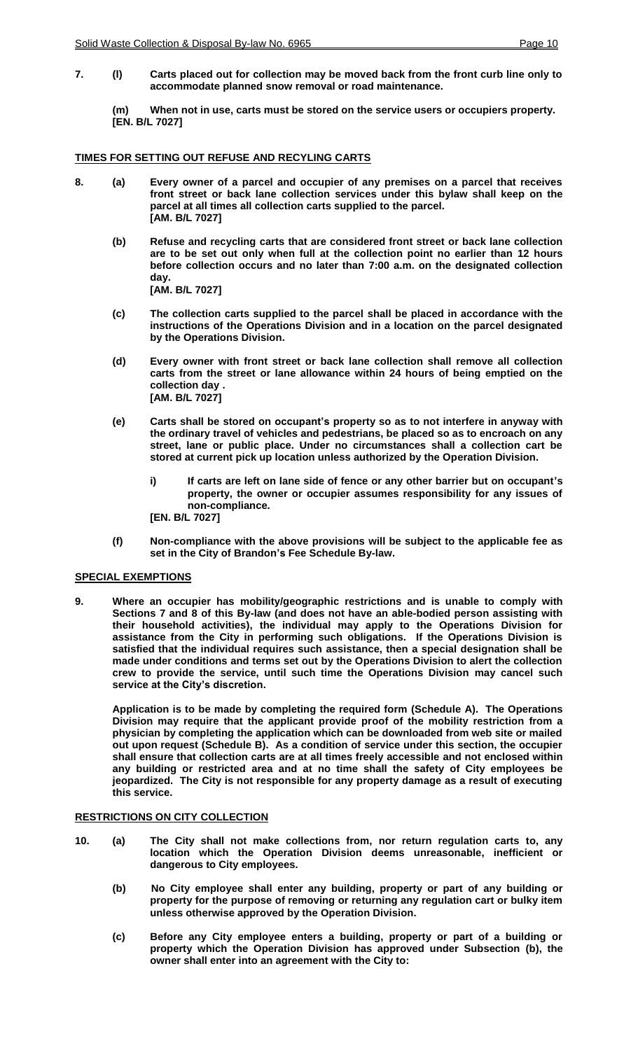**7. (l) Carts placed out for collection may be moved back from the front curb line only to accommodate planned snow removal or road maintenance.**

**(m) When not in use, carts must be stored on the service users or occupiers property. [EN. B/L 7027]**

## TIMES FOR SETTING OUT REFUSE AND RECYLING CARTS

**8. (a) Every owner of a parcel and occupier of any premises on a parcel that receives front street or back lane collection services under this bylaw shall keep on the parcel at all times all collection carts supplied to the parcel. [AM. B/L 7027]**

**(b) Refuse and recycling carts that are considered front street or back lane collection are to be set out only when full at the collection point no earlier than 12 hours before collection occurs and no later than 7:00 a.m. on the designated collection day. [AM. B/L 7027]**

**(c) The collection carts supplied to the parcel shall be placed in accordance with the instructions of the Operations Division and in a location on the parcel designated by the Operations Division.**

**(d) Every owner with front street or back lane collection shall remove all collection carts from the street or lane allowance within 24 hours of being emptied on the collection day . [AM. B/L 7027]**

**(e) Carts shall be stored on occupant's property so as to not interfere in anyway with the ordinary travel of vehicles and pedestrians, be placed so as to encroach on any street, lane or public place. Under no circumstances shall a collection cart be stored at current pick up location unless authorized by the Operation Division.**

**i) If carts are left on lane side of fence or any other barrier but on occupant's property, the owner or occupier assumes responsibility for any issues of non-compliance. [EN. B/L 7027]**

**(f) Non-compliance with the above provisions will be subject to the applicable fee as set in the City of Brandon's Fee Schedule By-law.**

## SPECIAL EXEMPTIONS

**9. Where an occupier has mobility/geographic restrictions and is unable to comply with Sections 7 and 8 of this By-law (and does not have an able-bodied person assisting with their household activities), the individual may apply to the Operations Division for assistance from the City in performing such obligations. If the Operations Division is satisfied that the individual requires such assistance, then a special designation shall be made under conditions and terms set out by the Operations Division to alert the collection crew to provide the service, until such time the Operations Division may cancel such service at the City's discretion.**

**Application is to be made by completing the required form (Schedule A). The Operations Division may require that the applicant provide proof of the mobility restriction from a physician by completing the application which can be downloaded from web site or mailed out upon request (Schedule B). As a condition of service under this section, the occupier shall ensure that collection carts are at all times freely accessible and not enclosed within any building or restricted area and at no time shall the safety of City employees be jeopardized. The City is not responsible for any property damage as a result of executing this service.**

## RESTRICTIONS ON CITY COLLECTION

**10. (a) The City shall not make collections from, nor return regulation carts to, any location which the Operation Division deems unreasonable, inefficient or dangerous to City employees.**

**(b) No City employee shall enter any building, property or part of any building or property for the purpose of removing or returning any regulation cart or bulky item unless otherwise approved by the Operation Division.**

**(c) Before any City employee enters a building, property or part of a building or property which the Operation Division has approved under Subsection (b), the owner shall enter into an agreement with the City to:**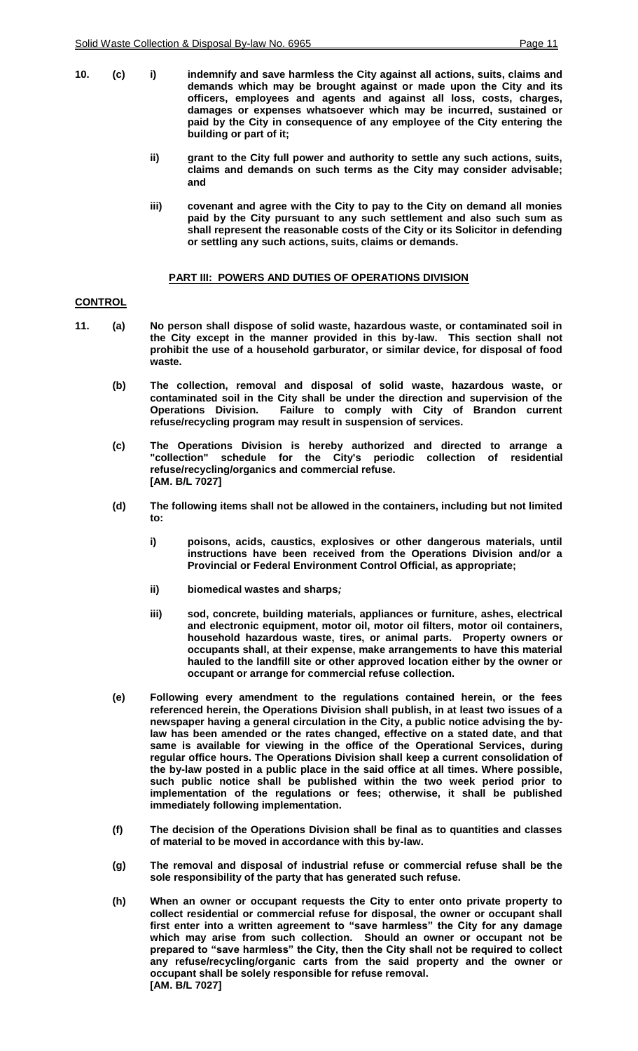**10. (c) i) indemnify and save harmless the City against all actions, suits, claims and demands which may be brought against or made upon the City and its officers, employees and agents and against all loss, costs, charges, damages or expenses whatsoever which may be incurred, sustained or paid by the City in consequence of any employee of the City entering the building or part of it;**

**ii) grant to the City full power and authority to settle any such actions, suits, claims and demands on such terms as the City may consider advisable; and**

**iii) covenant and agree with the City to pay to the City on demand all monies paid by the City pursuant to any such settlement and also such sum as shall represent the reasonable costs of the City or its Solicitor in defending or settling any such actions, suits, claims or demands.**

## PART III: POWERS AND DUTIES OF OPERATIONS DIVISION

### CONTROL

**11. (a) No person shall dispose of solid waste, hazardous waste, or contaminated soil in the City except in the manner provided in this by-law. This section shall not prohibit the use of a household garburator, or similar device, for disposal of food waste.**

**(b) The collection, removal and disposal of solid waste, hazardous waste, or contaminated soil in the City shall be under the direction and supervision of the Operations Division. Failure to comply with City of Brandon current refuse/recycling program may result in suspension of services.**

**(c) The Operations Division is hereby authorized and directed to arrange a "collection" schedule for the City's periodic collection of residential refuse/recycling/organics and commercial refuse.
[AM. B/L 7027]**

**(d) The following items shall not be allowed in the containers, including but not limited to:**

**i) poisons, acids, caustics, explosives or other dangerous materials, until instructions have been received from the Operations Division and/or a Provincial or Federal Environment Control Official, as appropriate;**

**ii) biomedical wastes and sharps;**

**iii) sod, concrete, building materials, appliances or furniture, ashes, electrical and electronic equipment, motor oil, motor oil filters, motor oil containers, household hazardous waste, tires, or animal parts. Property owners or occupants shall, at their expense, make arrangements to have this material hauled to the landfill site or other approved location either by the owner or occupant or arrange for commercial refuse collection.**

**(e) Following every amendment to the regulations contained herein, or the fees referenced herein, the Operations Division shall publish, in at least two issues of a newspaper having a general circulation in the City, a public notice advising the by-law has been amended or the rates changed, effective on a stated date, and that same is available for viewing in the office of the Operational Services, during regular office hours. The Operations Division shall keep a current consolidation of the by-law posted in a public place in the said office at all times. Where possible, such public notice shall be published within the two week period prior to implementation of the regulations or fees; otherwise, it shall be published immediately following implementation.**

**(f) The decision of the Operations Division shall be final as to quantities and classes of material to be moved in accordance with this by-law.**

**(g) The removal and disposal of industrial refuse or commercial refuse shall be the sole responsibility of the party that has generated such refuse.**

**(h) When an owner or occupant requests the City to enter onto private property to collect residential or commercial refuse for disposal, the owner or occupant shall first enter into a written agreement to "save harmless" the City for any damage which may arise from such collection. Should an owner or occupant not be prepared to "save harmless" the City, then the City shall not be required to collect any refuse/recycling/organic carts from the said property and the owner or occupant shall be solely responsible for refuse removal.
[AM. B/L 7027]**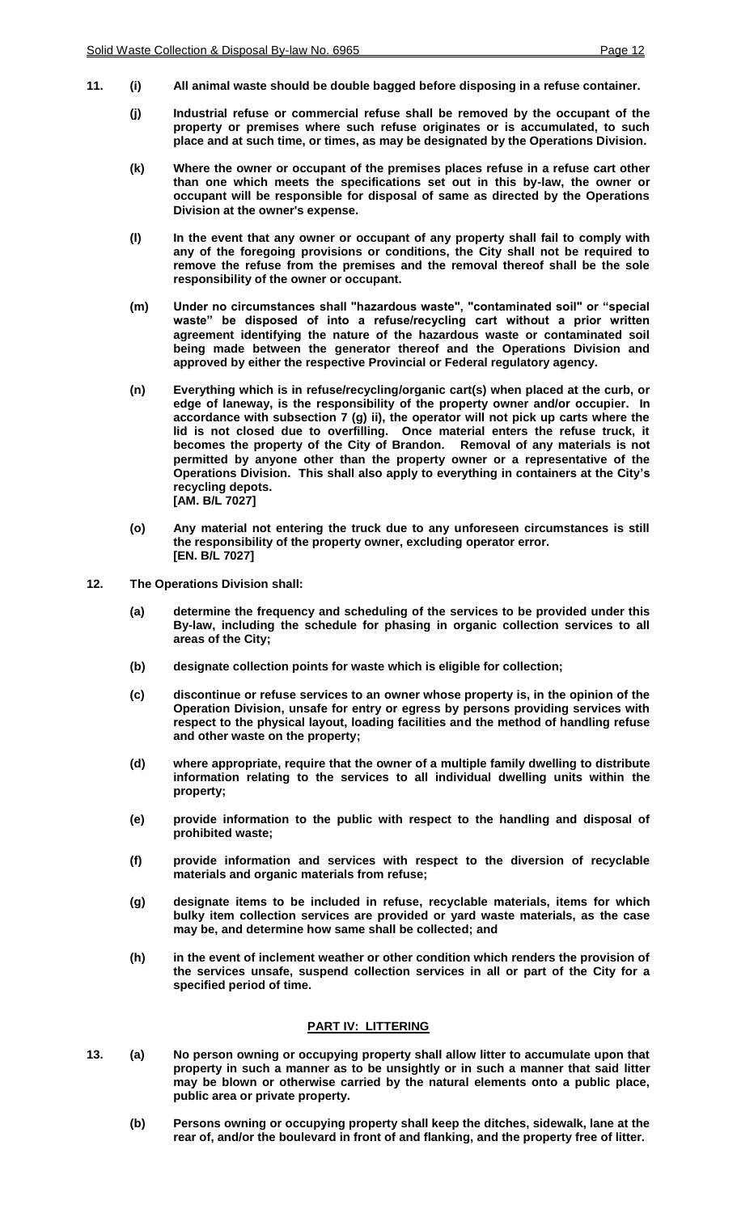**11. (i) All animal waste should be double bagged before disposing in a refuse container.**

**(j) Industrial refuse or commercial refuse shall be removed by the occupant of the property or premises where such refuse originates or is accumulated, to such place and at such time, or times, as may be designated by the Operations Division.**

**(k) Where the owner or occupant of the premises places refuse in a refuse cart other than one which meets the specifications set out in this by-law, the owner or occupant will be responsible for disposal of same as directed by the Operations Division at the owner's expense.**

**(l) In the event that any owner or occupant of any property shall fail to comply with any of the foregoing provisions or conditions, the City shall not be required to remove the refuse from the premises and the removal thereof shall be the sole responsibility of the owner or occupant.**

**(m) Under no circumstances shall "hazardous waste", "contaminated soil" or "special waste" be disposed of into a refuse/recycling cart without a prior written agreement identifying the nature of the hazardous waste or contaminated soil being made between the generator thereof and the Operations Division and approved by either the respective Provincial or Federal regulatory agency.**

**(n) Everything which is in refuse/recycling/organic cart(s) when placed at the curb, or edge of laneway, is the responsibility of the property owner and/or occupier. In accordance with subsection 7 (g) ii), the operator will not pick up carts where the lid is not closed due to overfilling. Once material enters the refuse truck, it becomes the property of the City of Brandon. Removal of any materials is not permitted by anyone other than the property owner or a representative of the Operations Division. This shall also apply to everything in containers at the City's recycling depots.**
**[AM. B/L 7027]**

**(o) Any material not entering the truck due to any unforeseen circumstances is still the responsibility of the property owner, excluding operator error.**
**[EN. B/L 7027]**

**12. The Operations Division shall:**

**(a) determine the frequency and scheduling of the services to be provided under this By-law, including the schedule for phasing in organic collection services to all areas of the City;**

**(b) designate collection points for waste which is eligible for collection;**

**(c) discontinue or refuse services to an owner whose property is, in the opinion of the Operation Division, unsafe for entry or egress by persons providing services with respect to the physical layout, loading facilities and the method of handling refuse and other waste on the property;**

**(d) where appropriate, require that the owner of a multiple family dwelling to distribute information relating to the services to all individual dwelling units within the property;**

**(e) provide information to the public with respect to the handling and disposal of prohibited waste;**

**(f) provide information and services with respect to the diversion of recyclable materials and organic materials from refuse;**

**(g) designate items to be included in refuse, recyclable materials, items for which bulky item collection services are provided or yard waste materials, as the case may be, and determine how same shall be collected; and**

**(h) in the event of inclement weather or other condition which renders the provision of the services unsafe, suspend collection services in all or part of the City for a specified period of time.**

## PART IV: LITTERING

**13. (a) No person owning or occupying property shall allow litter to accumulate upon that property in such a manner as to be unsightly or in such a manner that said litter may be blown or otherwise carried by the natural elements onto a public place, public area or private property.**

**(b) Persons owning or occupying property shall keep the ditches, sidewalk, lane at the rear of, and/or the boulevard in front of and flanking, and the property free of litter.**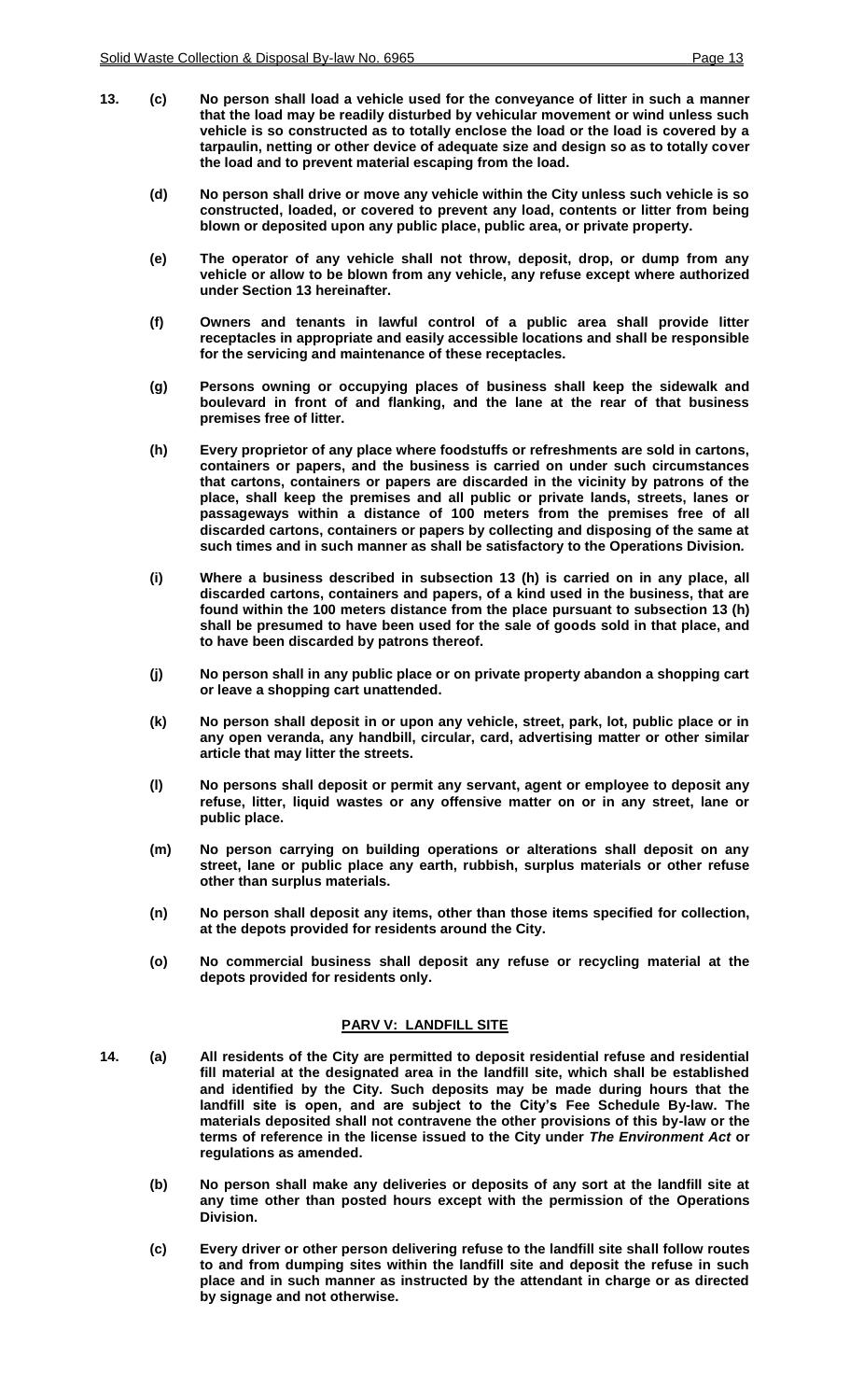**13. (c)** **No person shall load a vehicle used for the conveyance of litter in such a manner that the load may be readily disturbed by vehicular movement or wind unless such vehicle is so constructed as to totally enclose the load or the load is covered by a tarpaulin, netting or other device of adequate size and design so as to totally cover the load and to prevent material escaping from the load.**

**(d)** **No person shall drive or move any vehicle within the City unless such vehicle is so constructed, loaded, or covered to prevent any load, contents or litter from being blown or deposited upon any public place, public area, or private property.**

**(e)** **The operator of any vehicle shall not throw, deposit, drop, or dump from any vehicle or allow to be blown from any vehicle, any refuse except where authorized under Section 13 hereinafter.**

**(f)** **Owners and tenants in lawful control of a public area shall provide litter receptacles in appropriate and easily accessible locations and shall be responsible for the servicing and maintenance of these receptacles.**

**(g)** **Persons owning or occupying places of business shall keep the sidewalk and boulevard in front of and flanking, and the lane at the rear of that business premises free of litter.**

**(h)** **Every proprietor of any place where foodstuffs or refreshments are sold in cartons, containers or papers, and the business is carried on under such circumstances that cartons, containers or papers are discarded in the vicinity by patrons of the place, shall keep the premises and all public or private lands, streets, lanes or passageways within a distance of 100 meters from the premises free of all discarded cartons, containers or papers by collecting and disposing of the same at such times and in such manner as shall be satisfactory to the Operations Division.**

**(i)** **Where a business described in subsection 13 (h) is carried on in any place, all discarded cartons, containers and papers, of a kind used in the business, that are found within the 100 meters distance from the place pursuant to subsection 13 (h) shall be presumed to have been used for the sale of goods sold in that place, and to have been discarded by patrons thereof.**

**(j)** **No person shall in any public place or on private property abandon a shopping cart or leave a shopping cart unattended.**

**(k)** **No person shall deposit in or upon any vehicle, street, park, lot, public place or in any open veranda, any handbill, circular, card, advertising matter or other similar article that may litter the streets.**

**(l)** **No persons shall deposit or permit any servant, agent or employee to deposit any refuse, litter, liquid wastes or any offensive matter on or in any street, lane or public place.**

**(m)** **No person carrying on building operations or alterations shall deposit on any street, lane or public place any earth, rubbish, surplus materials or other refuse other than surplus materials.**

**(n)** **No person shall deposit any items, other than those items specified for collection, at the depots provided for residents around the City.**

**(o)** **No commercial business shall deposit any refuse or recycling material at the depots provided for residents only.**

## PARV V: LANDFILL SITE

**14. (a)** **All residents of the City are permitted to deposit residential refuse and residential fill material at the designated area in the landfill site, which shall be established and identified by the City. Such deposits may be made during hours that the landfill site is open, and are subject to the City's Fee Schedule By-law. The materials deposited shall not contravene the other provisions of this by-law or the terms of reference in the license issued to the City under *The Environment Act* or regulations as amended.**

**(b)** **No person shall make any deliveries or deposits of any sort at the landfill site at any time other than posted hours except with the permission of the Operations Division.**

**(c)** **Every driver or other person delivering refuse to the landfill site shall follow routes to and from dumping sites within the landfill site and deposit the refuse in such place and in such manner as instructed by the attendant in charge or as directed by signage and not otherwise.**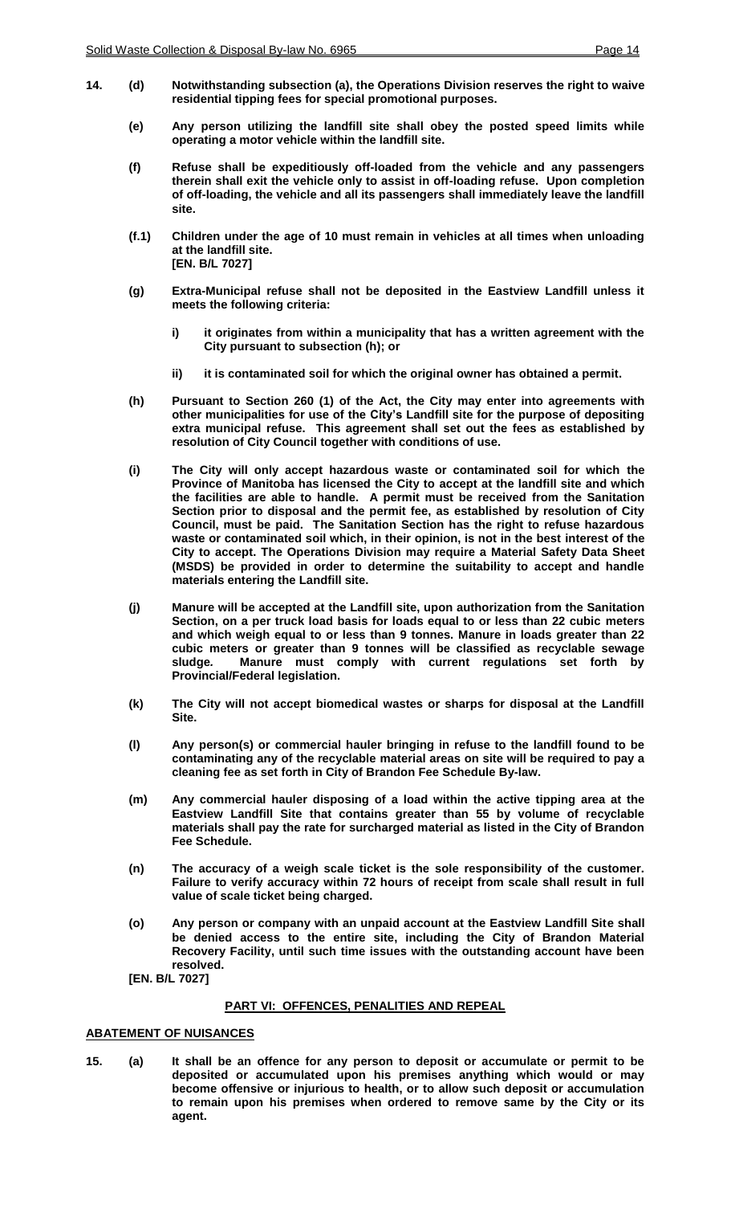**14. (d)** **Notwithstanding subsection (a), the Operations Division reserves the right to waive residential tipping fees for special promotional purposes.**

**(e)** **Any person utilizing the landfill site shall obey the posted speed limits while operating a motor vehicle within the landfill site.**

**(f)** **Refuse shall be expeditiously off-loaded from the vehicle and any passengers therein shall exit the vehicle only to assist in off-loading refuse. Upon completion of off-loading, the vehicle and all its passengers shall immediately leave the landfill site.**

**(f.1)** **Children under the age of 10 must remain in vehicles at all times when unloading at the landfill site.**
**[EN. B/L 7027]**

**(g)** **Extra-Municipal refuse shall not be deposited in the Eastview Landfill unless it meets the following criteria:**

- **i)** **it originates from within a municipality that has a written agreement with the City pursuant to subsection (h); or**
- **ii)** **it is contaminated soil for which the original owner has obtained a permit.**

**(h)** **Pursuant to Section 260 (1) of the Act, the City may enter into agreements with other municipalities for use of the City's Landfill site for the purpose of depositing extra municipal refuse. This agreement shall set out the fees as established by resolution of City Council together with conditions of use.**

**(i)** **The City will only accept hazardous waste or contaminated soil for which the Province of Manitoba has licensed the City to accept at the landfill site and which the facilities are able to handle. A permit must be received from the Sanitation Section prior to disposal and the permit fee, as established by resolution of City Council, must be paid. The Sanitation Section has the right to refuse hazardous waste or contaminated soil which, in their opinion, is not in the best interest of the City to accept. The Operations Division may require a Material Safety Data Sheet (MSDS) be provided in order to determine the suitability to accept and handle materials entering the Landfill site.**

**(j)** **Manure will be accepted at the Landfill site, upon authorization from the Sanitation Section, on a per truck load basis for loads equal to or less than 22 cubic meters and which weigh equal to or less than 9 tonnes. Manure in loads greater than 22 cubic meters or greater than 9 tonnes will be classified as recyclable sewage sludge. Manure must comply with current regulations set forth by Provincial/Federal legislation.**

**(k)** **The City will not accept biomedical wastes or sharps for disposal at the Landfill Site.**

**(l)** **Any person(s) or commercial hauler bringing in refuse to the landfill found to be contaminating any of the recyclable material areas on site will be required to pay a cleaning fee as set forth in City of Brandon Fee Schedule By-law.**

**(m)** **Any commercial hauler disposing of a load within the active tipping area at the Eastview Landfill Site that contains greater than 55 by volume of recyclable materials shall pay the rate for surcharged material as listed in the City of Brandon Fee Schedule.**

**(n)** **The accuracy of a weigh scale ticket is the sole responsibility of the customer. Failure to verify accuracy within 72 hours of receipt from scale shall result in full value of scale ticket being charged.**

**(o)** **Any person or company with an unpaid account at the Eastview Landfill Site shall be denied access to the entire site, including the City of Brandon Material Recovery Facility, until such time issues with the outstanding account have been resolved.**
**[EN. B/L 7027]**

## PART VI: OFFENCES, PENALITIES AND REPEAL

### ABATEMENT OF NUISANCES

**15. (a)** **It shall be an offence for any person to deposit or accumulate or permit to be deposited or accumulated upon his premises anything which would or may become offensive or injurious to health, or to allow such deposit or accumulation to remain upon his premises when ordered to remove same by the City or its agent.**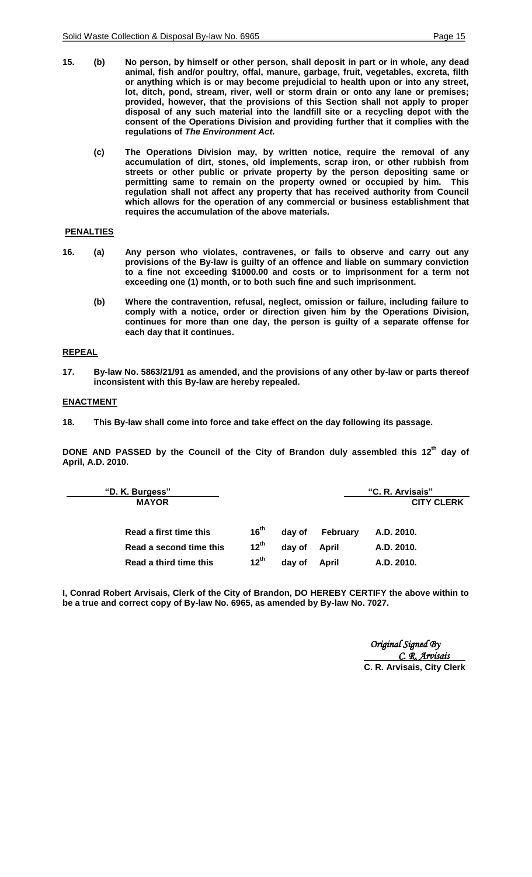**15. (b)** **No person, by himself or other person, shall deposit in part or in whole, any dead animal, fish and/or poultry, offal, manure, garbage, fruit, vegetables, excreta, filth or anything which is or may become prejudicial to health upon or into any street, lot, ditch, pond, stream, river, well or storm drain or onto any lane or premises; provided, however, that the provisions of this Section shall not apply to proper disposal of any such material into the landfill site or a recycling depot with the consent of the Operations Division and providing further that it complies with the regulations of *The Environment Act.***

**(c)** **The Operations Division may, by written notice, require the removal of any accumulation of dirt, stones, old implements, scrap iron, or other rubbish from streets or other public or private property by the person depositing same or permitting same to remain on the property owned or occupied by him. This regulation shall not affect any property that has received authority from Council which allows for the operation of any commercial or business establishment that requires the accumulation of the above materials.**

## PENALTIES

**16. (a)** **Any person who violates, contravenes, or fails to observe and carry out any provisions of the By-law is guilty of an offence and liable on summary conviction to a fine not exceeding $1000.00 and costs or to imprisonment for a term not exceeding one (1) month, or to both such fine and such imprisonment.**

**(b)** **Where the contravention, refusal, neglect, omission or failure, including failure to comply with a notice, order or direction given him by the Operations Division, continues for more than one day, the person is guilty of a separate offense for each day that it continues.**

## REPEAL

**17. By-law No. 5863/21/91 as amended, and the provisions of any other by-law or parts thereof inconsistent with this By-law are hereby repealed.**

## ENACTMENT

**18. This By-law shall come into force and take effect on the day following its passage.**

**DONE AND PASSED by the Council of the City of Brandon duly assembled this 12th day of April, A.D. 2010.**

**"D. K. Burgess"**
**MAYOR**

**"C. R. Arvisais"**
**CITY CLERK**

| | | | | |
|---|---|---|---|---|
| **Read a first time this** | **16th** | **day of** | **February** | **A.D. 2010.** |
| **Read a second time this** | **12th** | **day of** | **April** | **A.D. 2010.** |
| **Read a third time this** | **12th** | **day of** | **April** | **A.D. 2010.** |

**I, Conrad Robert Arvisais, Clerk of the City of Brandon, DO HEREBY CERTIFY the above within to be a true and correct copy of By-law No. 6965, as amended by By-law No. 7027.**

*Original Signed By*
*C. R. Arvisais*
**C. R. Arvisais, City Clerk**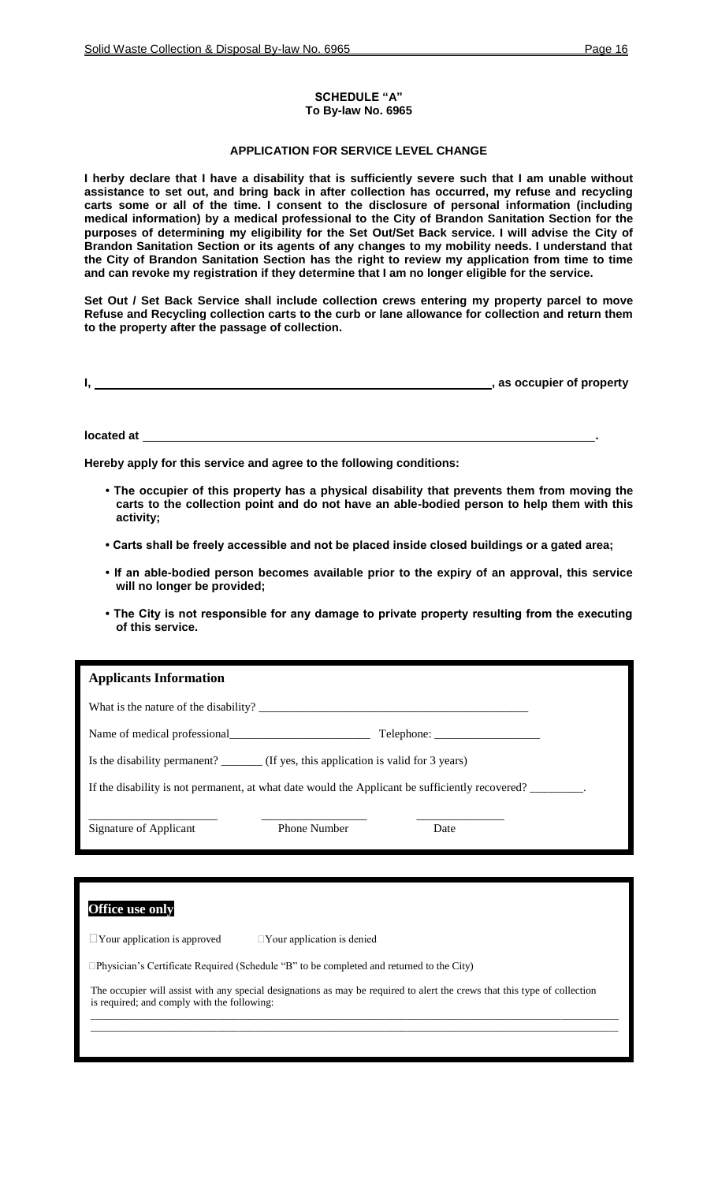**SCHEDULE "A"**
**To By-law No. 6965**

**APPLICATION FOR SERVICE LEVEL CHANGE**

**I herby declare that I have a disability that is sufficiently severe such that I am unable without assistance to set out, and bring back in after collection has occurred, my refuse and recycling carts some or all of the time. I consent to the disclosure of personal information (including medical information) by a medical professional to the City of Brandon Sanitation Section for the purposes of determining my eligibility for the Set Out/Set Back service. I will advise the City of Brandon Sanitation Section or its agents of any changes to my mobility needs. I understand that the City of Brandon Sanitation Section has the right to review my application from time to time and can revoke my registration if they determine that I am no longer eligible for the service.**

**Set Out / Set Back Service shall include collection crews entering my property parcel to move Refuse and Recycling collection carts to the curb or lane allowance for collection and return them to the property after the passage of collection.**

**I, \_\_\_\_\_\_\_\_\_\_\_\_\_\_\_\_\_\_\_\_\_\_\_\_\_\_\_\_\_\_\_\_\_\_\_\_\_\_\_\_\_\_\_\_\_\_\_\_\_\_\_\_, as occupier of property**

**located at \_\_\_\_\_\_\_\_\_\_\_\_\_\_\_\_\_\_\_\_\_\_\_\_\_\_\_\_\_\_\_\_\_\_\_\_\_\_\_\_\_\_\_\_\_\_\_\_\_\_\_\_\_\_\_\_\_\_\_\_\_\_.**

**Hereby apply for this service and agree to the following conditions:**

- **The occupier of this property has a physical disability that prevents them from moving the carts to the collection point and do not have an able-bodied person to help them with this activity;**
- **Carts shall be freely accessible and not be placed inside closed buildings or a gated area;**
- **If an able-bodied person becomes available prior to the expiry of an approval, this service will no longer be provided;**
- **The City is not responsible for any damage to private property resulting from the executing of this service.**

**Applicants Information**

What is the nature of the disability? \_\_\_\_\_\_\_\_\_\_\_\_\_\_\_\_\_\_\_\_\_\_\_\_\_\_\_\_\_\_\_\_\_\_\_\_\_\_\_\_\_\_\_\_

Name of medical professional\_\_\_\_\_\_\_\_\_\_\_\_\_\_\_\_\_\_\_\_\_\_\_\_ Telephone: \_\_\_\_\_\_\_\_\_\_\_\_\_\_\_\_\_

Is the disability permanent? \_\_\_\_\_\_\_ (If yes, this application is valid for 3 years)

If the disability is not permanent, at what date would the Applicant be sufficiently recovered? \_\_\_\_\_\_\_\_\_.

\_\_\_\_\_\_\_\_\_\_\_\_\_\_\_\_\_\_\_\_ \_\_\_\_\_\_\_\_\_\_\_\_\_\_\_\_\_ \_\_\_\_\_\_\_\_\_\_\_\_\_\_

Signature of Applicant Phone Number Date

**Office use only**

☐ Your application is approved ☐ Your application is denied

☐ Physician's Certificate Required (Schedule "B" to be completed and returned to the City)

The occupier will assist with any special designations as may be required to alert the crews that this type of collection is required; and comply with the following:

\_\_\_\_\_\_\_\_\_\_\_\_\_\_\_\_\_\_\_\_\_\_\_\_\_\_\_\_\_\_\_\_\_\_\_\_\_\_\_\_\_\_\_\_\_\_\_\_\_\_\_\_\_\_\_\_\_\_\_\_\_\_\_\_\_\_\_\_\_\_\_\_\_\_\_\_\_\_\_\_\_\_\_\_\_\_\_\_\_\_

\_\_\_\_\_\_\_\_\_\_\_\_\_\_\_\_\_\_\_\_\_\_\_\_\_\_\_\_\_\_\_\_\_\_\_\_\_\_\_\_\_\_\_\_\_\_\_\_\_\_\_\_\_\_\_\_\_\_\_\_\_\_\_\_\_\_\_\_\_\_\_\_\_\_\_\_\_\_\_\_\_\_\_\_\_\_\_\_\_\_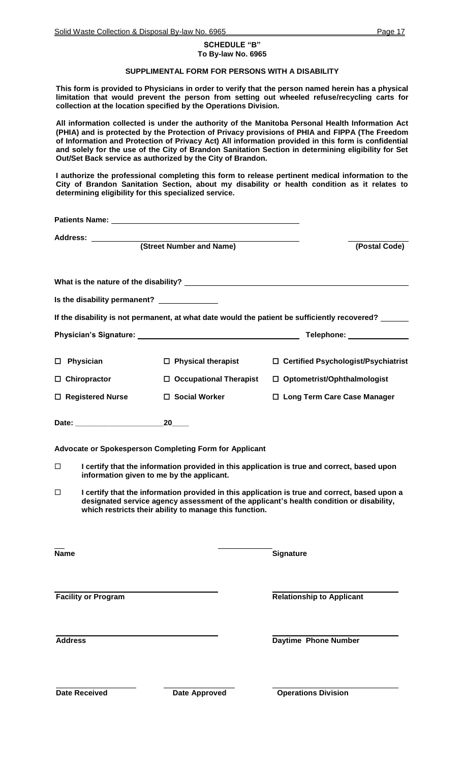**SCHEDULE "B"**
**To By-law No. 6965**

**SUPPLIMENTAL FORM FOR PERSONS WITH A DISABILITY**

**This form is provided to Physicians in order to verify that the person named herein has a physical limitation that would prevent the person from setting out wheeled refuse/recycling carts for collection at the location specified by the Operations Division.**

**All information collected is under the authority of the Manitoba Personal Health Information Act (PHIA) and is protected by the Protection of Privacy provisions of PHIA and FIPPA (The Freedom of Information and Protection of Privacy Act) All information provided in this form is confidential and solely for the use of the City of Brandon Sanitation Section in determining eligibility for Set Out/Set Back service as authorized by the City of Brandon.**

**I authorize the professional completing this form to release pertinent medical information to the City of Brandon Sanitation Section, about my disability or health condition as it relates to determining eligibility for this specialized service.**

**Patients Name:** ____________________________________________

**Address:** ____________________________________________ ______________
**(Street Number and Name)** **(Postal Code)**

**What is the nature of the disability?** ____________________________________________

**Is the disability permanent?** ______________

**If the disability is not permanent, at what date would the patient be sufficiently recovered?** ______

**Physician's Signature:** ____________________________________ **Telephone:** ______________

| | | |
|---|---|---|
| ☐ **Physician** | ☐ **Physical therapist** | ☐ **Certified Psychologist/Psychiatrist** |
| ☐ **Chiropractor** | ☐ **Occupational Therapist** | ☐ **Optometrist/Ophthalmologist** |
| ☐ **Registered Nurse** | ☐ **Social Worker** | ☐ **Long Term Care Case Manager** |

**Date:** ______________________**20**____

**Advocate or Spokesperson Completing Form for Applicant**

☐ **I certify that the information provided in this application is true and correct, based upon information given to me by the applicant.**

☐ **I certify that the information provided in this application is true and correct, based upon a designated service agency assessment of the applicant's health condition or disability, which restricts their ability to manage this function.**

**Name** ______________________ **Signature** ______________________

**Facility or Program** ______________________ **Relationship to Applicant** ______________________

**Address** ______________________ **Daytime Phone Number** ______________________

**Date Received** ______________ **Date Approved** ______________ **Operations Division** ______________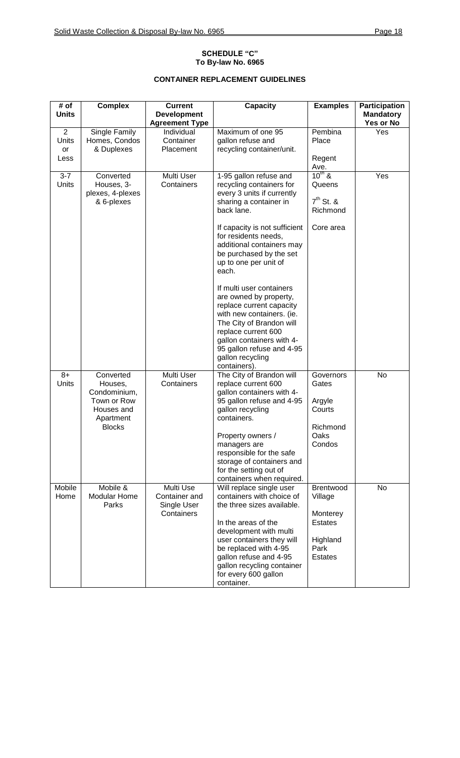# SCHEDULE "C"
## To By-law No. 6965

### CONTAINER REPLACEMENT GUIDELINES

| # of Units | Complex | Current Development Agreement Type | Capacity | Examples | Participation Mandatory Yes or No |
|---|---|---|---|---|---|
| 2 Units or Less | Single Family Homes, Condos & Duplexes | Individual Container Placement | Maximum of one 95 gallon refuse and recycling container/unit. | Pembina Place<br><br>Regent Ave. | Yes |
| 3-7 Units | Converted Houses, 3-plexes, 4-plexes & 6-plexes | Multi User Containers | 1-95 gallon refuse and recycling containers for every 3 units if currently sharing a container in back lane.<br><br>If capacity is not sufficient for residents needs, additional containers may be purchased by the set up to one per unit of each.<br><br>If multi user containers are owned by property, replace current capacity with new containers. (ie. The City of Brandon will replace current 600 gallon containers with 4-95 gallon refuse and 4-95 gallon recycling containers). | 10th & Queens<br><br>7th St. & Richmond<br><br>Core area | Yes |
| 8+ Units | Converted Houses, Condominium, Town or Row Houses and Apartment Blocks | Multi User Containers | The City of Brandon will replace current 600 gallon containers with 4-95 gallon refuse and 4-95 gallon recycling containers.<br><br>Property owners / managers are responsible for the safe storage of containers and for the setting out of containers when required. | Governors Gates<br><br>Argyle Courts<br><br>Richmond Oaks Condos | No |
| Mobile Home | Mobile & Modular Home Parks | Multi Use Container and Single User Containers | Will replace single user containers with choice of the three sizes available.<br><br>In the areas of the development with multi user containers they will be replaced with 4-95 gallon refuse and 4-95 gallon recycling container for every 600 gallon container. | Brentwood Village<br><br>Monterey Estates<br><br>Highland Park Estates | No |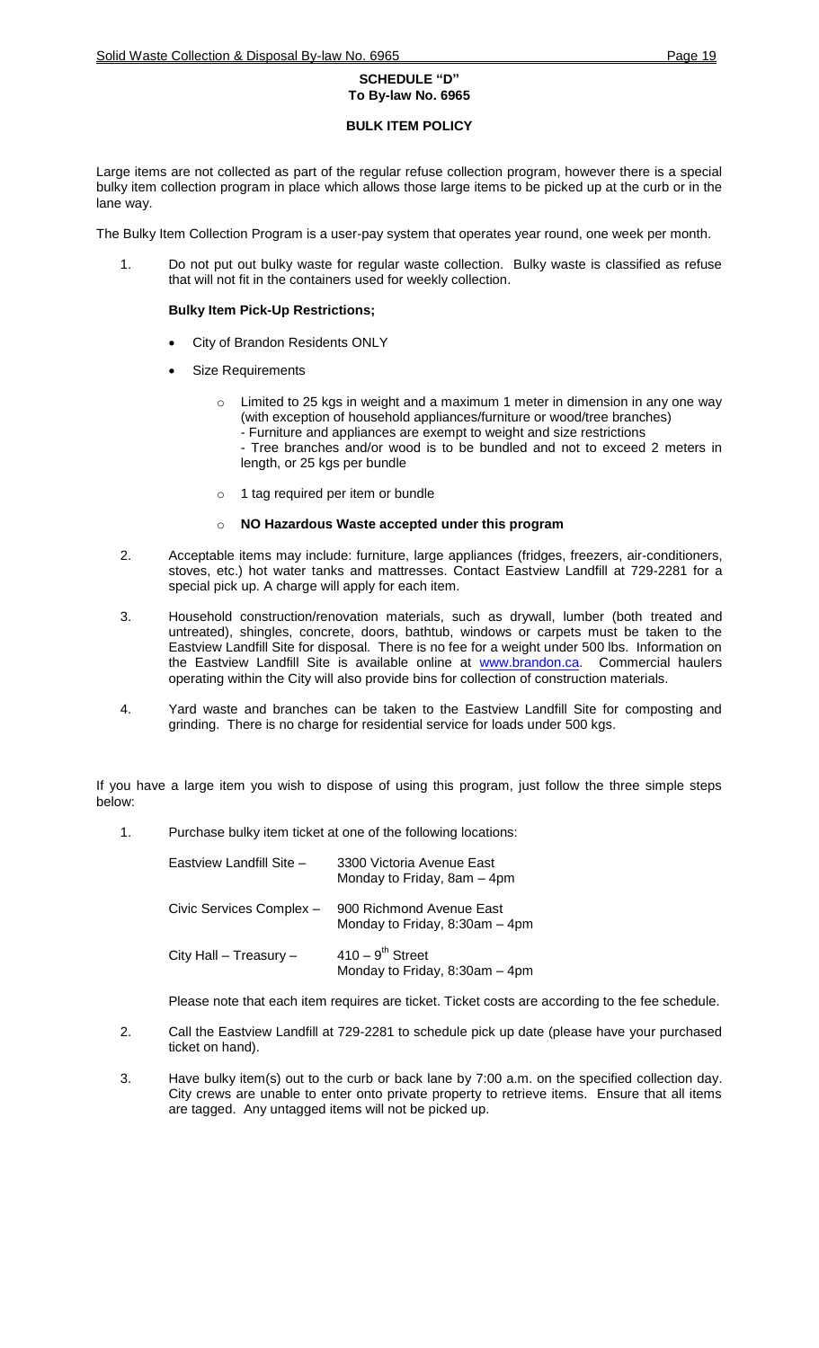## SCHEDULE "D"
## To By-law No. 6965

### BULK ITEM POLICY

Large items are not collected as part of the regular refuse collection program, however there is a special bulky item collection program in place which allows those large items to be picked up at the curb or in the lane way.

The Bulky Item Collection Program is a user-pay system that operates year round, one week per month.

1. Do not put out bulky waste for regular waste collection. Bulky waste is classified as refuse that will not fit in the containers used for weekly collection.

   **Bulky Item Pick-Up Restrictions;**

   - City of Brandon Residents ONLY
   - Size Requirements
     - Limited to 25 kgs in weight and a maximum 1 meter in dimension in any one way (with exception of household appliances/furniture or wood/tree branches)
       - Furniture and appliances are exempt to weight and size restrictions
       - Tree branches and/or wood is to be bundled and not to exceed 2 meters in length, or 25 kgs per bundle
     - 1 tag required per item or bundle
     - **NO Hazardous Waste accepted under this program**

2. Acceptable items may include: furniture, large appliances (fridges, freezers, air-conditioners, stoves, etc.) hot water tanks and mattresses. Contact Eastview Landfill at 729-2281 for a special pick up. A charge will apply for each item.

3. Household construction/renovation materials, such as drywall, lumber (both treated and untreated), shingles, concrete, doors, bathtub, windows or carpets must be taken to the Eastview Landfill Site for disposal. There is no fee for a weight under 500 lbs. Information on the Eastview Landfill Site is available online at www.brandon.ca. Commercial haulers operating within the City will also provide bins for collection of construction materials.

4. Yard waste and branches can be taken to the Eastview Landfill Site for composting and grinding. There is no charge for residential service for loads under 500 kgs.

If you have a large item you wish to dispose of using this program, just follow the three simple steps below:

1. Purchase bulky item ticket at one of the following locations:

   | | |
   |---|---|
   | Eastview Landfill Site – | 3300 Victoria Avenue East<br>Monday to Friday, 8am – 4pm |
   | Civic Services Complex – | 900 Richmond Avenue East<br>Monday to Friday, 8:30am – 4pm |
   | City Hall – Treasury – | 410 – 9th Street<br>Monday to Friday, 8:30am – 4pm |

   Please note that each item requires are ticket. Ticket costs are according to the fee schedule.

2. Call the Eastview Landfill at 729-2281 to schedule pick up date (please have your purchased ticket on hand).

3. Have bulky item(s) out to the curb or back lane by 7:00 a.m. on the specified collection day. City crews are unable to enter onto private property to retrieve items. Ensure that all items are tagged. Any untagged items will not be picked up.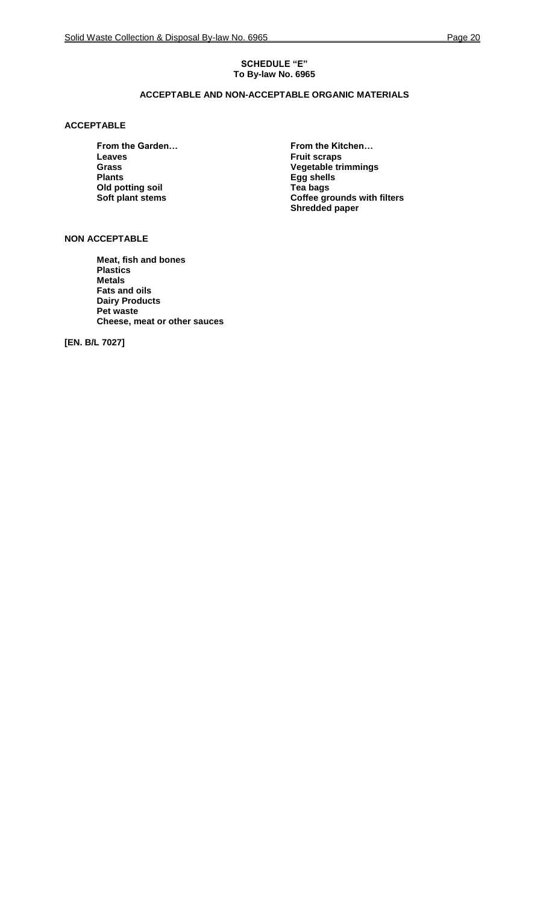**SCHEDULE "E"**
**To By-law No. 6965**

**ACCEPTABLE AND NON-ACCEPTABLE ORGANIC MATERIALS**

**ACCEPTABLE**

**From the Garden…**
**Leaves**
**Grass**
**Plants**
**Old potting soil**
**Soft plant stems**

**From the Kitchen…**
**Fruit scraps**
**Vegetable trimmings**
**Egg shells**
**Tea bags**
**Coffee grounds with filters**
**Shredded paper**

**NON ACCEPTABLE**

**Meat, fish and bones**
**Plastics**
**Metals**
**Fats and oils**
**Dairy Products**
**Pet waste**
**Cheese, meat or other sauces**

**[EN. B/L 7027]**